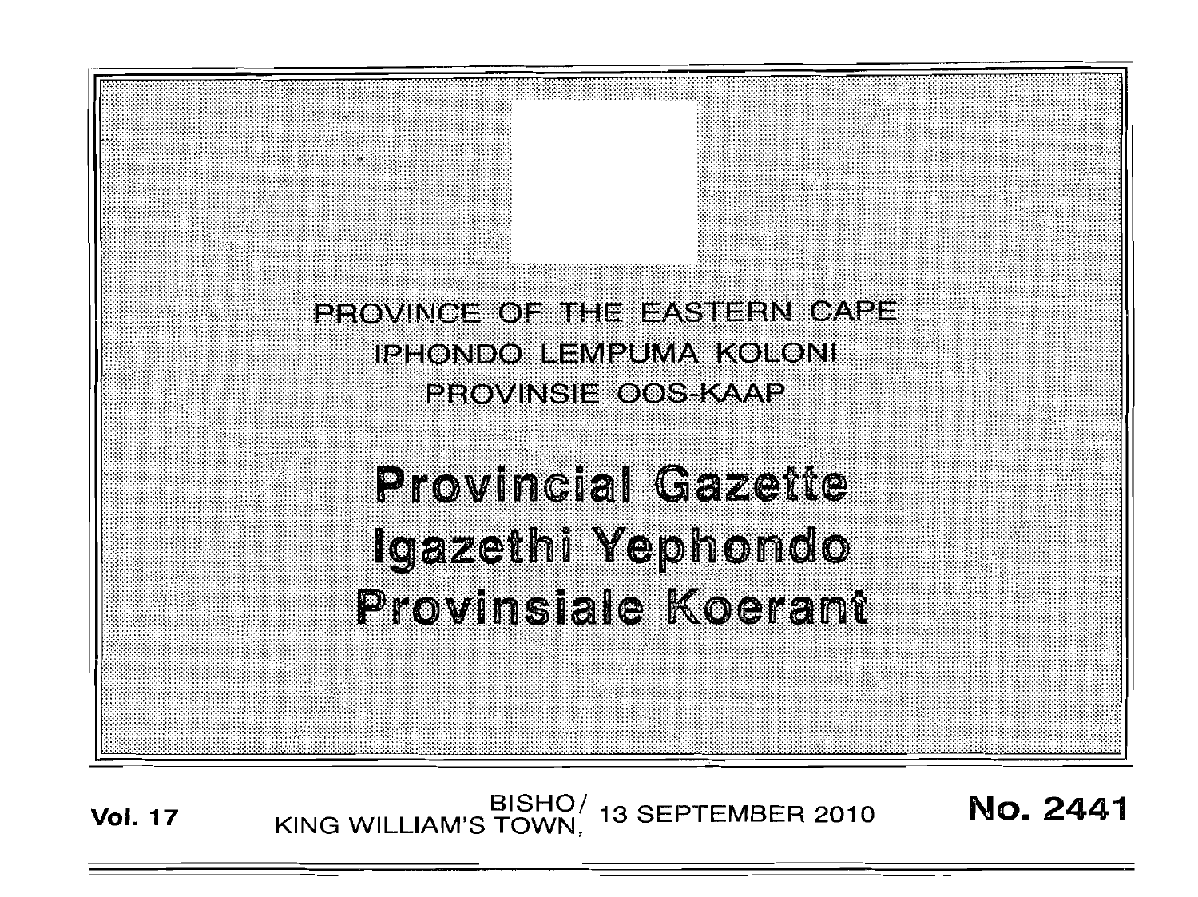PROVINCE OF THE EASTERN CAPE

IPHONDO LEMPUMA KOLONI

PROVINSIE OOS-KAAP

# Provincial Gazette

# Igazethi Yephondo

# Provinsiale Koerant

**Vol. 17** BISHO/ KING WILLIAM'S TOWN, 13 SEPTEMBER 2010 **No. 2441**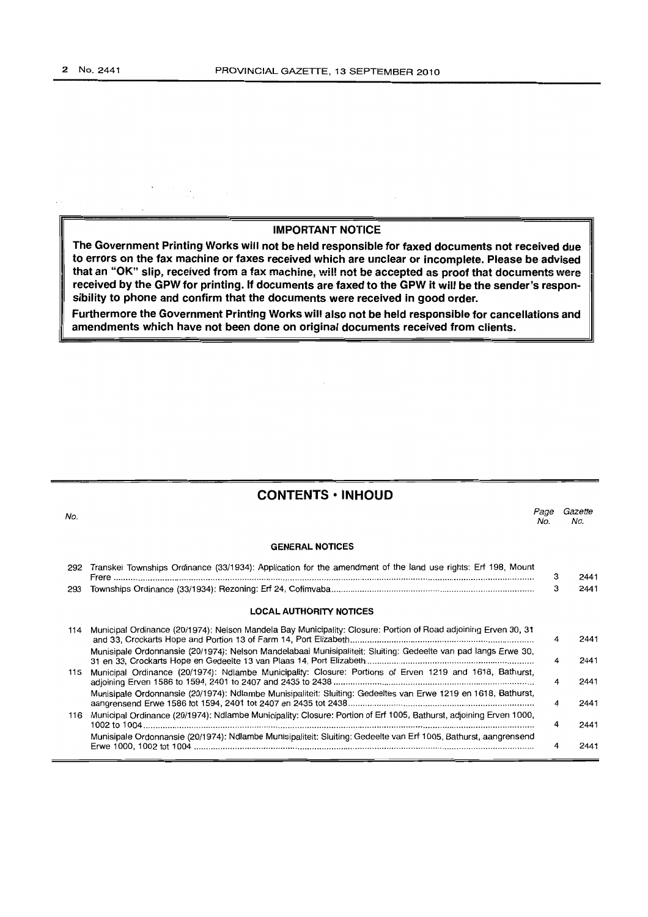**IMPORTANT NOTICE**

**The Government Printing Works will not be held responsible for faxed documents not received due to errors on the fax machine or faxes received which are unclear or incomplete. Please be advised that an "OK" slip, received from a fax machine, will not be accepted as proof that documents were received by the GPW for printing. If documents are faxed to the GPW it will be the sender's responsibility to phone and confirm that the documents were received in good order.**

**Furthermore the Government Printing Works will also not be held responsible for cancellations and amendments which have not been done on original documents received from clients.**

## CONTENTS • INHOUD

| No. | | Page No. | Gazette No. |
|---|---|---|---|
| | **GENERAL NOTICES** | | |
| 292 | Transkei Townships Ordinance (33/1934): Application for the amendment of the land use rights: Erf 198, Mount Frere | 3 | 2441 |
| 293 | Townships Ordinance (33/1934): Rezoning: Erf 24, Cofimvaba | 3 | 2441 |
| | **LOCAL AUTHORITY NOTICES** | | |
| 114 | Municipal Ordinance (20/1974): Nelson Mandela Bay Municipality: Closure: Portion of Road adjoining Erven 30, 31 and 33, Crockarts Hope and Portion 13 of Farm 14, Port Elizabeth | 4 | 2441 |
| | Munisipale Ordonnansie (20/1974): Nelson Mandelabaai Munisipaliteit: Sluiting: Gedeelte van pad langs Erwe 30, 31 en 33, Crockarts Hope en Gedeelte 13 van Plaas 14, Port Elizabeth | 4 | 2441 |
| 115 | Municipal Ordinance (20/1974): Ndlambe Municipality: Closure: Portions of Erven 1219 and 1618, Bathurst, adjoining Erven 1586 to 1594, 2401 to 2407 and 2435 to 2438 | 4 | 2441 |
| | Munisipale Ordonnansie (20/1974): Ndlambe Munisipaliteit: Sluiting: Gedeeltes van Erwe 1219 en 1618, Bathurst, aangrensend Erwe 1586 tot 1594, 2401 tot 2407 en 2435 tot 2438 | 4 | 2441 |
| 116 | Municipal Ordinance (20/1974): Ndlambe Municipality: Closure: Portion of Erf 1005, Bathurst, adjoining Erven 1000, 1002 to 1004 | 4 | 2441 |
| | Munisipale Ordonnansie (20/1974): Ndlambe Munisipaliteit: Sluiting: Gedeelte van Erf 1005, Bathurst, aangrensend Erwe 1000, 1002 tot 1004 | 4 | 2441 |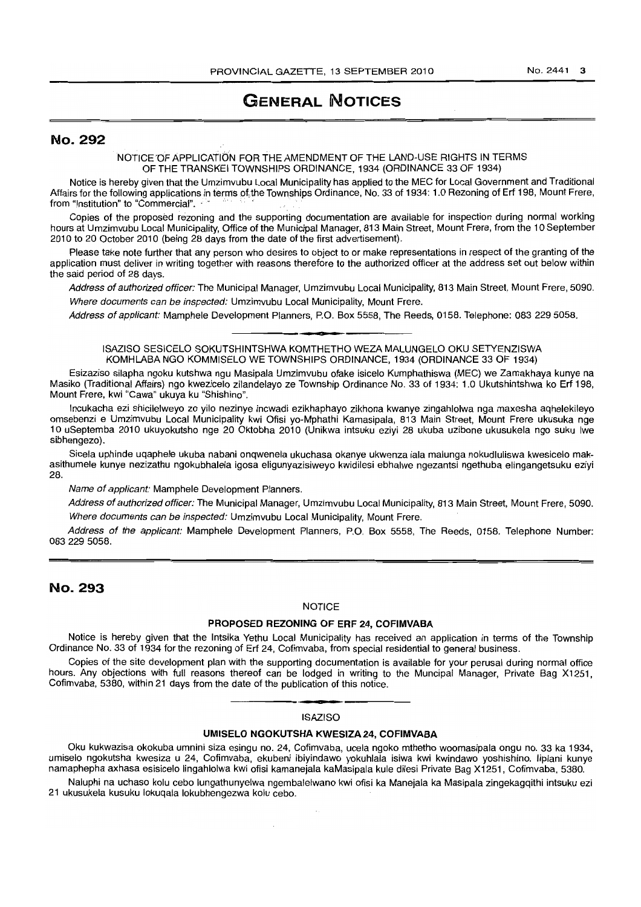# GENERAL NOTICES

## No. 292

NOTICE OF APPLICATION FOR THE AMENDMENT OF THE LAND-USE RIGHTS IN TERMS OF THE TRANSKEI TOWNSHIPS ORDINANCE, 1934 (ORDINANCE 33 OF 1934)

Notice is hereby given that the Umzimvubu Local Municipality has applied to the MEC for Local Government and Traditional Affairs for the following applications in terms of the Townships Ordinance, No. 33 of 1934: 1.0 Rezoning of Erf 198, Mount Frere, from "Institution" to "Commercial".

Copies of the proposed rezoning and the supporting documentation are available for inspection during normal working hours at Umzimvubu Local Municipality, Office of the Municipal Manager, 813 Main Street, Mount Frere, from the 10 September 2010 to 20 October 2010 (being 28 days from the date of the first advertisement).

Please take note further that any person who desires to object to or make representations in respect of the granting of the application must deliver in writing together with reasons therefore to the authorized officer at the address set out below within the said period of 28 days.

*Address of authorized officer:* The Municipal Manager, Umzimvubu Local Municipality, 813 Main Street, Mount Frere, 5090.

*Where documents can be inspected:* Umzimvubu Local Municipality, Mount Frere.

*Address of applicant:* Mamphele Development Planners, P.O. Box 5558, The Reeds, 0158. Telephone: 083 229 5058.

---

ISAZISO SESICELO SOKUTSHINTSHWA KOMTHETHO WEZA MALUNGELO OKU SETYENZISWA KOMHLABA NGO KOMMISELO WE TOWNSHIPS ORDINANCE, 1934 (ORDINANCE 33 OF 1934)

Esizaziso silapha ngoku kutshwa ngu Masipala Umzimvubu ofake isicelo Kumphathiswa (MEC) we Zamakhaya kunye na Masiko (Traditional Affairs) ngo kwezicelo zilandelayo ze Township Ordinance No. 33 of 1934: 1.0 Ukutshintshwa ko Erf 198, Mount Frere, kwi "Cawa" ukuya ku "Shishino".

Incukacha ezi shicilelweyo zo yilo nezinye incwadi ezikhaphayo zikhona kwanye zingahlolwa nga maxesha aqhelekileyo omsebenzi e Umzimvubu Local Municipality kwi Ofisi yo-Mphathi Kamasipala, 813 Main Street, Mount Frere ukusuka nge 10 uSeptemba 2010 ukuyokutsho nge 20 Oktobha 2010 (Unikwa intsuku eziyi 28 ukuba uzibone ukusukela ngo suku lwe sibhengezo).

Sicela uphinde uqaphele ukuba nabani onqwenela ukuchasa okanye ukwenza iala malunga nokudluliswa kwesicelo makasithumele kunye nezizathu ngokubhalela igosa eligunyazisiweyo kwidilesi ebhalwe ngezantsi ngethuba elingangetsuku eziyi 28.

*Name of applicant:* Mamphele Development Planners.

*Address of authorized officer:* The Municipal Manager, Umzimvubu Local Municipality, 813 Main Street, Mount Frere, 5090.

*Where documents can be inspected:* Umzimvubu Local Municipality, Mount Frere.

*Address of the applicant:* Mamphele Development Planners, P.O. Box 5558, The Reeds, 0158. Telephone Number: 083 229 5058.

## No. 293

NOTICE

**PROPOSED REZONING OF ERF 24, COFIMVABA**

Notice is hereby given that the Intsika Yethu Local Municipality has received an application in terms of the Township Ordinance No. 33 of 1934 for the rezoning of Erf 24, Cofimvaba, from special residential to general business.

Copies of the site development plan with the supporting documentation is available for your perusal during normal office hours. Any objections with full reasons thereof can be lodged in writing to the Muncipal Manager, Private Bag X1251, Cofimvaba, 5380, within 21 days from the date of the publication of this notice.

---

ISAZISO

**UMISELO NGOKUTSHA KWESIZA 24, COFIMVABA**

Oku kukwazisa okokuba umnini siza esingu no. 24, Cofimvaba, ucela ngoko mthetho woomasipala ongu no. 33 ka 1934, umiselo ngokutsha kwesiza u 24, Cofimvaba, ekubeni ibiyindawo yokuhlala isiwa kwi kwindawo yoshishino. Iiplani kunye namaphepha axhasa esisicelo lingahlolwa kwi ofisi kamanejala kaMasipala kule dilesi Private Bag X1251, Cofimvaba, 5380.

Naluphi na uchaso kolu cebo lungathunyelwa ngembalelwano kwi ofisi ka Manejala ka Masipala zingekagqithi intsuku ezi 21 ukusukela kusuku lokuqala lokubhengezwa kolu cebo.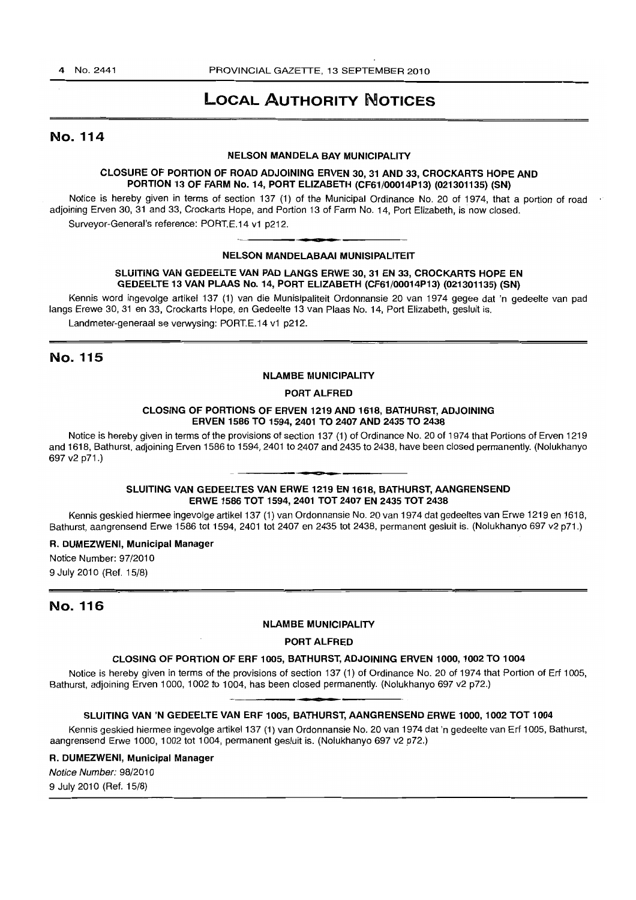# LOCAL AUTHORITY NOTICES

## No. 114

### NELSON MANDELA BAY MUNICIPALITY

#### CLOSURE OF PORTION OF ROAD ADJOINING ERVEN 30, 31 AND 33, CROCKARTS HOPE AND PORTION 13 OF FARM No. 14, PORT ELIZABETH (CF61/00014P13) (021301135) (SN)

Notice is hereby given in terms of section 137 (1) of the Municipal Ordinance No. 20 of 1974, that a portion of road adjoining Erven 30, 31 and 33, Crockarts Hope, and Portion 13 of Farm No. 14, Port Elizabeth, is now closed.

Surveyor-General's reference: PORT.E.14 v1 p212.

### NELSON MANDELABAAI MUNISIPALITEIT

#### SLUITING VAN GEDEELTE VAN PAD LANGS ERWE 30, 31 EN 33, CROCKARTS HOPE EN GEDEELTE 13 VAN PLAAS No. 14, PORT ELIZABETH (CF61/00014P13) (021301135) (SN)

Kennis word ingevolge artikel 137 (1) van die Munisipaliteit Ordonnansie 20 van 1974 gegee dat 'n gedeelte van pad langs Erewe 30, 31 en 33, Crockarts Hope, en Gedeelte 13 van Plaas No. 14, Port Elizabeth, gesluit is.

Landmeter-generaal se verwysing: PORT.E.14 v1 p212.

## No. 115

### NLAMBE MUNICIPALITY

#### PORT ALFRED

#### CLOSING OF PORTIONS OF ERVEN 1219 AND 1618, BATHURST, ADJOINING ERVEN 1586 TO 1594, 2401 TO 2407 AND 2435 TO 2438

Notice is hereby given in terms of the provisions of section 137 (1) of Ordinance No. 20 of 1974 that Portions of Erven 1219 and 1618, Bathurst, adjoining Erven 1586 to 1594, 2401 to 2407 and 2435 to 2438, have been closed permanently. (Nolukhanyo 697 v2 p71.)

#### SLUITING VAN GEDEELTES VAN ERWE 1219 EN 1618, BATHURST, AANGRENSEND ERWE 1586 TOT 1594, 2401 TOT 2407 EN 2435 TOT 2438

Kennis geskied hiermee ingevolge artikel 137 (1) van Ordonnansie No. 20 van 1974 dat gedeeltes van Erwe 1219 en 1618, Bathurst, aangrensend Erwe 1586 tot 1594, 2401 tot 2407 en 2435 tot 2438, permanent gesluit is. (Nolukhanyo 697 v2 p71.)

**R. DUMEZWENI, Municipal Manager**

Notice Number: 97/2010

9 July 2010 (Ref. 15/8)

## No. 116

### NLAMBE MUNICIPALITY

#### PORT ALFRED

#### CLOSING OF PORTION OF ERF 1005, BATHURST, ADJOINING ERVEN 1000, 1002 TO 1004

Notice is hereby given in terms of the provisions of section 137 (1) of Ordinance No. 20 of 1974 that Portion of Erf 1005, Bathurst, adjoining Erven 1000, 1002 to 1004, has been closed permanently. (Nolukhanyo 697 v2 p72.)

#### SLUITING VAN 'N GEDEELTE VAN ERF 1005, BATHURST, AANGRENSEND ERWE 1000, 1002 TOT 1004

Kennis geskied hiermee ingevolge artikel 137 (1) van Ordonnansie No. 20 van 1974 dat 'n gedeelte van Erf 1005, Bathurst, aangrensend Erwe 1000, 1002 tot 1004, permanent gesluit is. (Nolukhanyo 697 v2 p72.)

**R. DUMEZWENI, Municipal Manager**

*Notice Number:* 98/2010

9 July 2010 (Ref. 15/8)